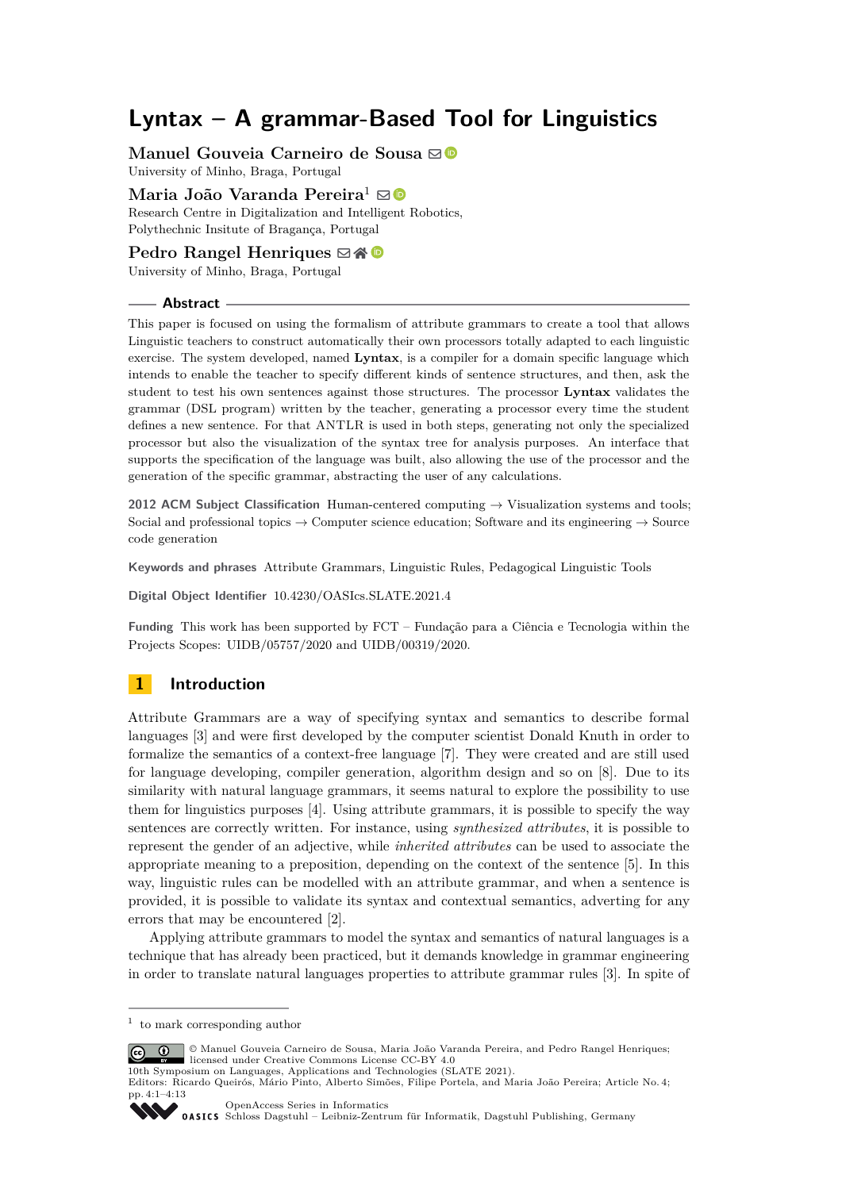# Lyntax – A grammar-Based Tool for Linguistics

**Manuel Gouveia Carneiro de Sousa**
University of Minho, Braga, Portugal

**Maria João Varanda Pereira**[1]
Research Centre in Digitalization and Intelligent Robotics,
Polythechnic Insitute of Bragança, Portugal

**Pedro Rangel Henriques**
University of Minho, Braga, Portugal

## Abstract

This paper is focused on using the formalism of attribute grammars to create a tool that allows Linguistic teachers to construct automatically their own processors totally adapted to each linguistic exercise. The system developed, named **Lyntax**, is a compiler for a domain specific language which intends to enable the teacher to specify different kinds of sentence structures, and then, ask the student to test his own sentences against those structures. The processor **Lyntax** validates the grammar (DSL program) written by the teacher, generating a processor every time the student defines a new sentence. For that ANTLR is used in both steps, generating not only the specialized processor but also the visualization of the syntax tree for analysis purposes. An interface that supports the specification of the language was built, also allowing the use of the processor and the generation of the specific grammar, abstracting the user of any calculations.

**2012 ACM Subject Classification** Human-centered computing → Visualization systems and tools; Social and professional topics → Computer science education; Software and its engineering → Source code generation

**Keywords and phrases** Attribute Grammars, Linguistic Rules, Pedagogical Linguistic Tools

**Digital Object Identifier** 10.4230/OASIcs.SLATE.2021.4

**Funding** This work has been supported by FCT – Fundação para a Ciência e Tecnologia within the Projects Scopes: UIDB/05757/2020 and UIDB/00319/2020.

## 1 Introduction

Attribute Grammars are a way of specifying syntax and semantics to describe formal languages [3] and were first developed by the computer scientist Donald Knuth in order to formalize the semantics of a context-free language [7]. They were created and are still used for language developing, compiler generation, algorithm design and so on [8]. Due to its similarity with natural language grammars, it seems natural to explore the possibility to use them for linguistics purposes [4]. Using attribute grammars, it is possible to specify the way sentences are correctly written. For instance, using *synthesized attributes*, it is possible to represent the gender of an adjective, while *inherited attributes* can be used to associate the appropriate meaning to a preposition, depending on the context of the sentence [5]. In this way, linguistic rules can be modelled with an attribute grammar, and when a sentence is provided, it is possible to validate its syntax and contextual semantics, adverting for any errors that may be encountered [2].

Applying attribute grammars to model the syntax and semantics of natural languages is a technique that has already been practiced, but it demands knowledge in grammar engineering in order to translate natural languages properties to attribute grammar rules [3]. In spite of

[1] to mark corresponding author

© Manuel Gouveia Carneiro de Sousa, Maria João Varanda Pereira, and Pedro Rangel Henriques; licensed under Creative Commons License CC-BY 4.0
10th Symposium on Languages, Applications and Technologies (SLATE 2021).
Editors: Ricardo Queirós, Mário Pinto, Alberto Simões, Filipe Portela, and Maria João Pereira; Article No. 4; pp. 4:1–4:13
OpenAccess Series in Informatics
Schloss Dagstuhl – Leibniz-Zentrum für Informatik, Dagstuhl Publishing, Germany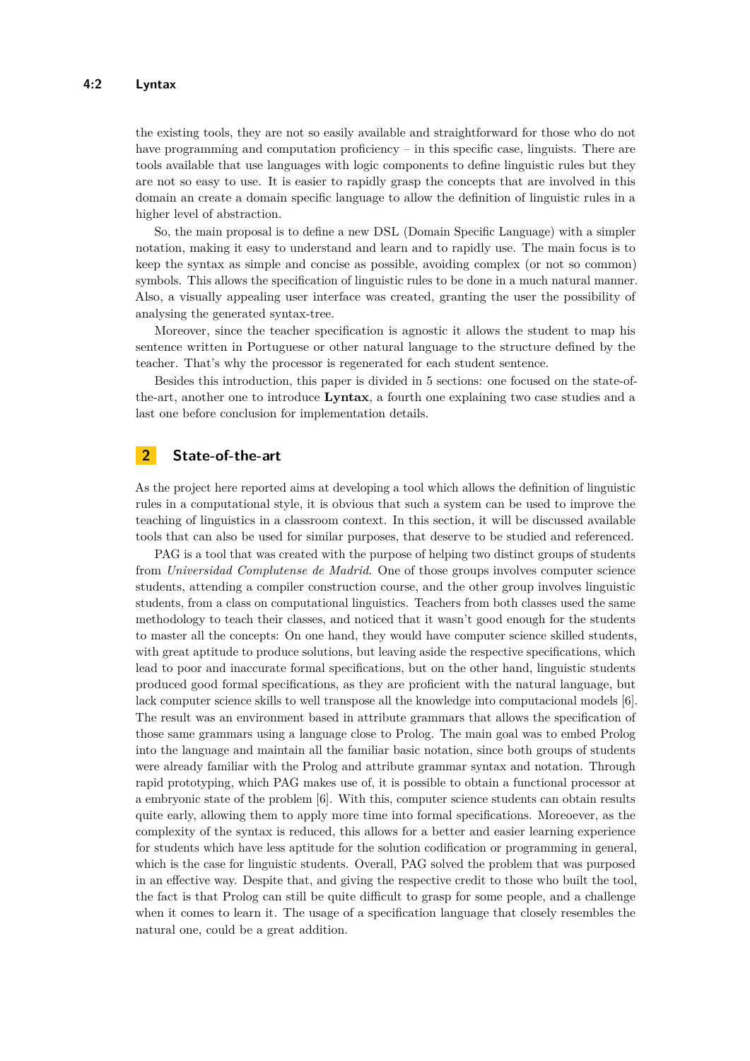the existing tools, they are not so easily available and straightforward for those who do not have programming and computation proficiency – in this specific case, linguists. There are tools available that use languages with logic components to define linguistic rules but they are not so easy to use. It is easier to rapidly grasp the concepts that are involved in this domain an create a domain specific language to allow the definition of linguistic rules in a higher level of abstraction.

So, the main proposal is to define a new DSL (Domain Specific Language) with a simpler notation, making it easy to understand and learn and to rapidly use. The main focus is to keep the syntax as simple and concise as possible, avoiding complex (or not so common) symbols. This allows the specification of linguistic rules to be done in a much natural manner. Also, a visually appealing user interface was created, granting the user the possibility of analysing the generated syntax-tree.

Moreover, since the teacher specification is agnostic it allows the student to map his sentence written in Portuguese or other natural language to the structure defined by the teacher. That's why the processor is regenerated for each student sentence.

Besides this introduction, this paper is divided in 5 sections: one focused on the state-of-the-art, another one to introduce **Lyntax**, a fourth one explaining two case studies and a last one before conclusion for implementation details.

## 2 State-of-the-art

As the project here reported aims at developing a tool which allows the definition of linguistic rules in a computational style, it is obvious that such a system can be used to improve the teaching of linguistics in a classroom context. In this section, it will be discussed available tools that can also be used for similar purposes, that deserve to be studied and referenced.

PAG is a tool that was created with the purpose of helping two distinct groups of students from *Universidad Complutense de Madrid*. One of those groups involves computer science students, attending a compiler construction course, and the other group involves linguistic students, from a class on computational linguistics. Teachers from both classes used the same methodology to teach their classes, and noticed that it wasn't good enough for the students to master all the concepts: On one hand, they would have computer science skilled students, with great aptitude to produce solutions, but leaving aside the respective specifications, which lead to poor and inaccurate formal specifications, but on the other hand, linguistic students produced good formal specifications, as they are proficient with the natural language, but lack computer science skills to well transpose all the knowledge into computacional models [6]. The result was an environment based in attribute grammars that allows the specification of those same grammars using a language close to Prolog. The main goal was to embed Prolog into the language and maintain all the familiar basic notation, since both groups of students were already familiar with the Prolog and attribute grammar syntax and notation. Through rapid prototyping, which PAG makes use of, it is possible to obtain a functional processor at a embryonic state of the problem [6]. With this, computer science students can obtain results quite early, allowing them to apply more time into formal specifications. Moreoever, as the complexity of the syntax is reduced, this allows for a better and easier learning experience for students which have less aptitude for the solution codification or programming in general, which is the case for linguistic students. Overall, PAG solved the problem that was purposed in an effective way. Despite that, and giving the respective credit to those who built the tool, the fact is that Prolog can still be quite difficult to grasp for some people, and a challenge when it comes to learn it. The usage of a specification language that closely resembles the natural one, could be a great addition.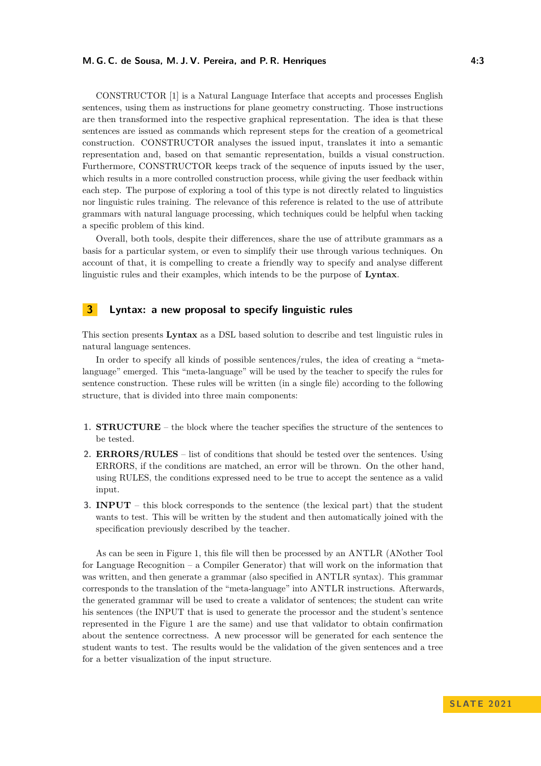CONSTRUCTOR [1] is a Natural Language Interface that accepts and processes English sentences, using them as instructions for plane geometry constructing. Those instructions are then transformed into the respective graphical representation. The idea is that these sentences are issued as commands which represent steps for the creation of a geometrical construction. CONSTRUCTOR analyses the issued input, translates it into a semantic representation and, based on that semantic representation, builds a visual construction. Furthermore, CONSTRUCTOR keeps track of the sequence of inputs issued by the user, which results in a more controlled construction process, while giving the user feedback within each step. The purpose of exploring a tool of this type is not directly related to linguistics nor linguistic rules training. The relevance of this reference is related to the use of attribute grammars with natural language processing, which techniques could be helpful when tacking a specific problem of this kind.

Overall, both tools, despite their differences, share the use of attribute grammars as a basis for a particular system, or even to simplify their use through various techniques. On account of that, it is compelling to create a friendly way to specify and analyse different linguistic rules and their examples, which intends to be the purpose of **Lyntax**.

## 3 Lyntax: a new proposal to specify linguistic rules

This section presents **Lyntax** as a DSL based solution to describe and test linguistic rules in natural language sentences.

In order to specify all kinds of possible sentences/rules, the idea of creating a "meta-language" emerged. This "meta-language" will be used by the teacher to specify the rules for sentence construction. These rules will be written (in a single file) according to the following structure, that is divided into three main components:

1. **STRUCTURE** – the block where the teacher specifies the structure of the sentences to be tested.
2. **ERRORS/RULES** – list of conditions that should be tested over the sentences. Using ERRORS, if the conditions are matched, an error will be thrown. On the other hand, using RULES, the conditions expressed need to be true to accept the sentence as a valid input.
3. **INPUT** – this block corresponds to the sentence (the lexical part) that the student wants to test. This will be written by the student and then automatically joined with the specification previously described by the teacher.

As can be seen in Figure 1, this file will then be processed by an ANTLR (ANother Tool for Language Recognition – a Compiler Generator) that will work on the information that was written, and then generate a grammar (also specified in ANTLR syntax). This grammar corresponds to the translation of the "meta-language" into ANTLR instructions. Afterwards, the generated grammar will be used to create a validator of sentences; the student can write his sentences (the INPUT that is used to generate the processor and the student's sentence represented in the Figure 1 are the same) and use that validator to obtain confirmation about the sentence correctness. A new processor will be generated for each sentence the student wants to test. The results would be the validation of the given sentences and a tree for a better visualization of the input structure.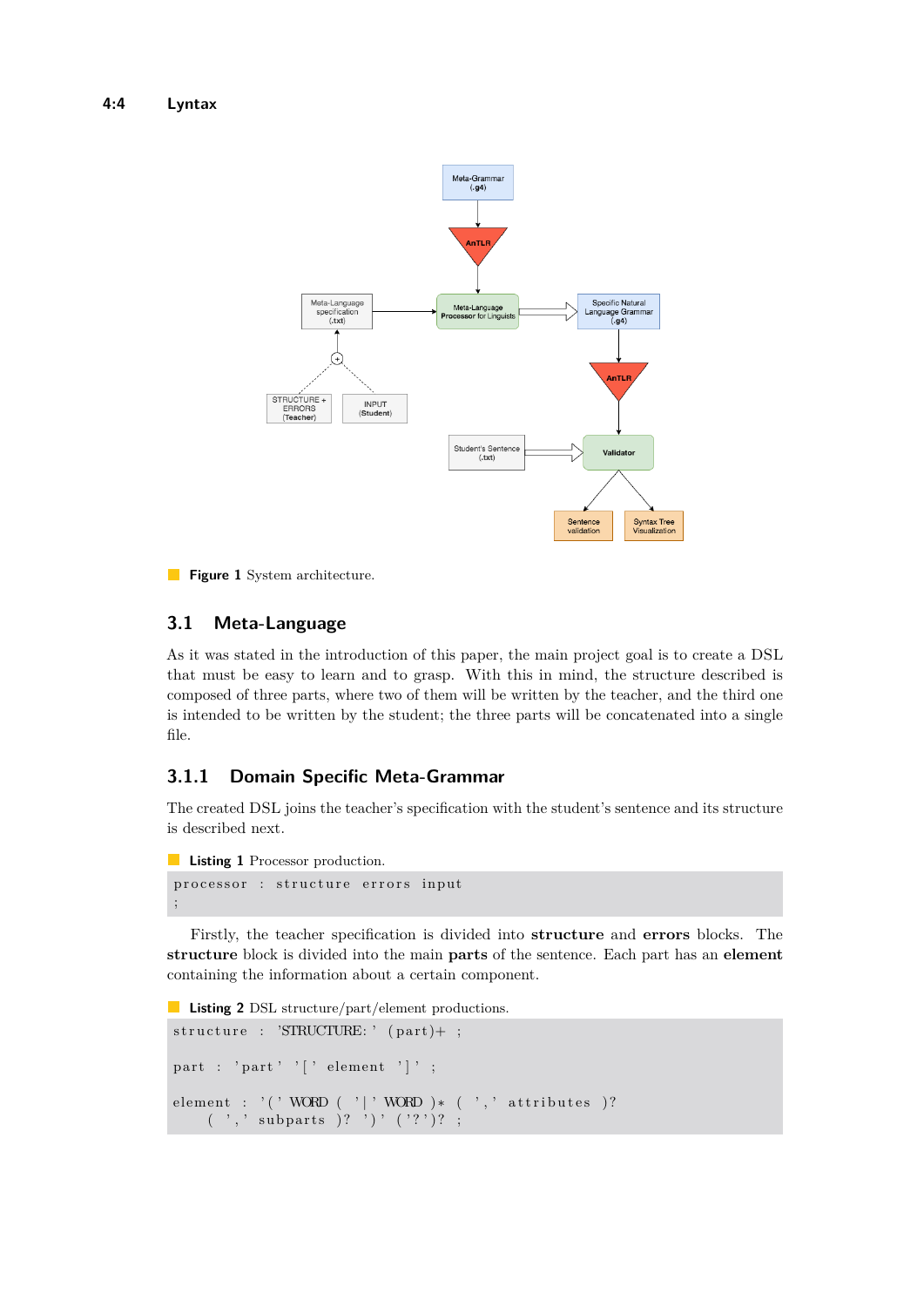Meta-Grammar (.g4)

AnTLR

Meta-Language specification (.txt)

Meta-Language Processor for Linguists

Specific Natural Language Grammar (.g4)

STRUCTURE + ERRORS (Teacher)

INPUT (Student)

AnTLR

Student's Sentence (.txt)

Validator

Sentence validation

Syntax Tree Visualization

**Figure 1** System architecture.

## 3.1 Meta-Language

As it was stated in the introduction of this paper, the main project goal is to create a DSL that must be easy to learn and to grasp. With this in mind, the structure described is composed of three parts, where two of them will be written by the teacher, and the third one is intended to be written by the student; the three parts will be concatenated into a single file.

### 3.1.1 Domain Specific Meta-Grammar

The created DSL joins the teacher's specification with the student's sentence and its structure is described next.

**Listing 1** Processor production.

```
processor : structure errors input
;
```

Firstly, the teacher specification is divided into **structure** and **errors** blocks. The **structure** block is divided into the main **parts** of the sentence. Each part has an **element** containing the information about a certain component.

**Listing 2** DSL structure/part/element productions.

```
structure : 'STRUCTURE: ' (part)+ ;

part : 'part' '[' element ']' ;

element : '(' WORD ( '|' WORD )* ( ',' attributes )?
    ( ',' subparts )? ')' ('?')? ;
```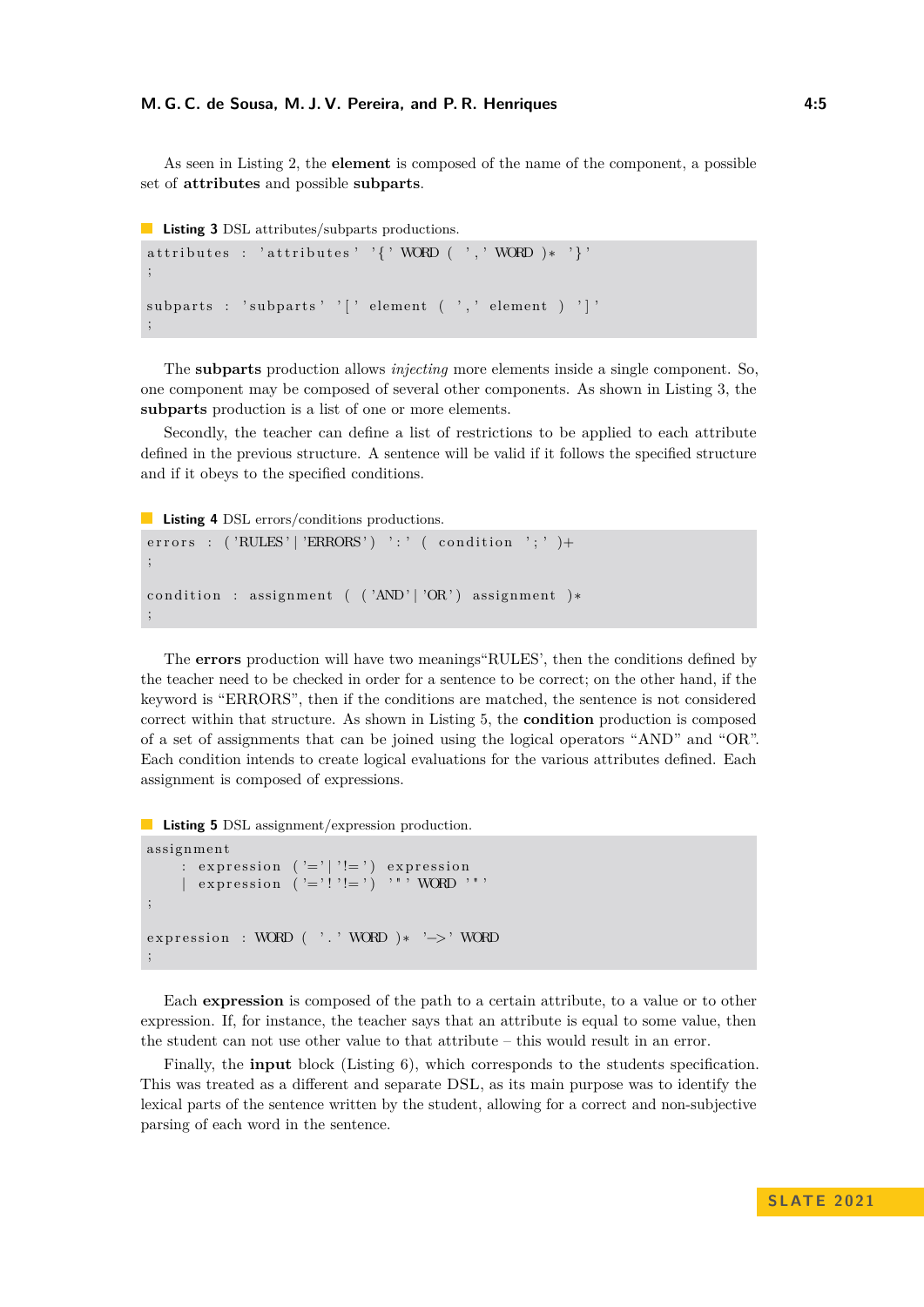As seen in Listing 2, the **element** is composed of the name of the component, a possible set of **attributes** and possible **subparts**.

**Listing 3** DSL attributes/subparts productions.

```
attributes : 'attributes' '{' WORD ( ',' WORD )* '}'
;

subparts : 'subparts' '[' element ( ',' element ) ']'
;
```

The **subparts** production allows *injecting* more elements inside a single component. So, one component may be composed of several other components. As shown in Listing 3, the **subparts** production is a list of one or more elements.

Secondly, the teacher can define a list of restrictions to be applied to each attribute defined in the previous structure. A sentence will be valid if it follows the specified structure and if it obeys to the specified conditions.

**Listing 4** DSL errors/conditions productions.

```
errors : ('RULES'|'ERRORS') ':' ( condition ';' )+
;

condition : assignment ( ('AND'|'OR') assignment )*
;
```

The **errors** production will have two meanings“RULES’, then the conditions defined by the teacher need to be checked in order for a sentence to be correct; on the other hand, if the keyword is “ERRORS”, then if the conditions are matched, the sentence is not considered correct within that structure. As shown in Listing 5, the **condition** production is composed of a set of assignments that can be joined using the logical operators “AND” and “OR”. Each condition intends to create logical evaluations for the various attributes defined. Each assignment is composed of expressions.

**Listing 5** DSL assignment/expression production.

```
assignment
    : expression ('='|'!=') expression
    | expression ('='!'!=') '"' WORD '"'
;

expression : WORD ( '.' WORD )* '->' WORD
;
```

Each **expression** is composed of the path to a certain attribute, to a value or to other expression. If, for instance, the teacher says that an attribute is equal to some value, then the student can not use other value to that attribute – this would result in an error.

Finally, the **input** block (Listing 6), which corresponds to the students specification. This was treated as a different and separate DSL, as its main purpose was to identify the lexical parts of the sentence written by the student, allowing for a correct and non-subjective parsing of each word in the sentence.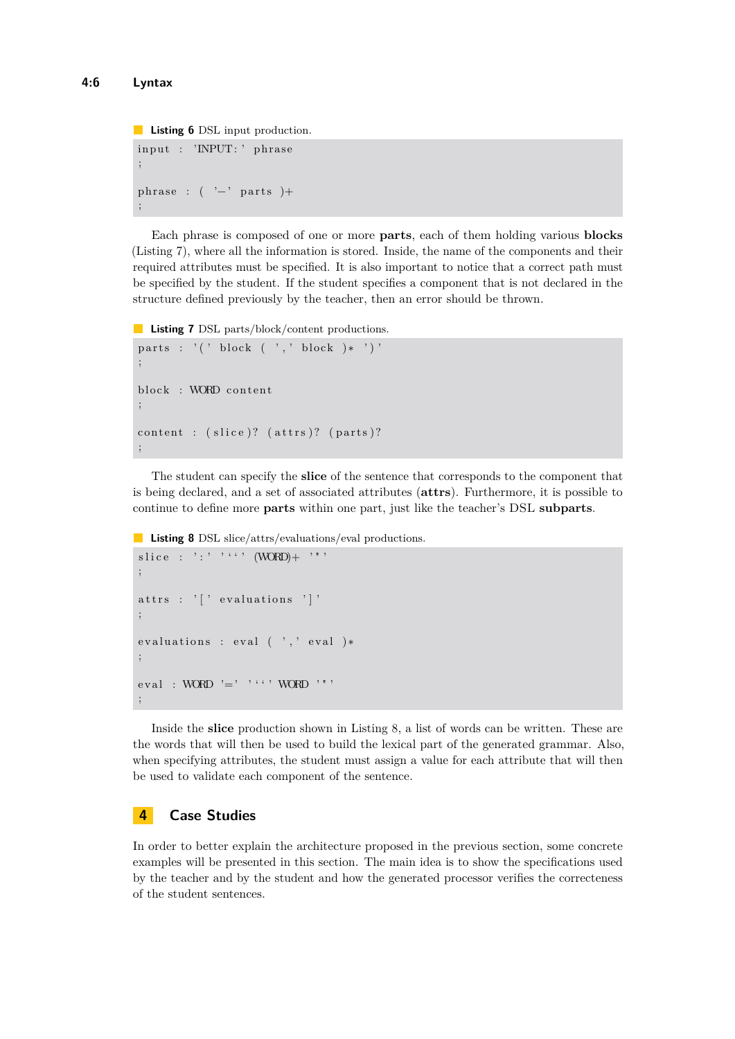**Listing 6** DSL input production.

```
input : 'INPUT:' phrase
;

phrase : ( '−' parts )+
;
```

Each phrase is composed of one or more **parts**, each of them holding various **blocks** (Listing 7), where all the information is stored. Inside, the name of the components and their required attributes must be specified. It is also important to notice that a correct path must be specified by the student. If the student specifies a component that is not declared in the structure defined previously by the teacher, then an error should be thrown.

**Listing 7** DSL parts/block/content productions.

```
parts : '(' block ( ',' block )* ')'
;

block : WORD content
;

content : (slice)? (attrs)? (parts)?
;
```

The student can specify the **slice** of the sentence that corresponds to the component that is being declared, and a set of associated attributes (**attrs**). Furthermore, it is possible to continue to define more **parts** within one part, just like the teacher's DSL **subparts**.

**Listing 8** DSL slice/attrs/evaluations/eval productions.

```
slice : ':' '``' (WORD)+ '"'
;

attrs : '[' evaluations ']'
;

evaluations : eval ( ',' eval )*
;

eval : WORD '=' '``' WORD '"'
;
```

Inside the **slice** production shown in Listing 8, a list of words can be written. These are the words that will then be used to build the lexical part of the generated grammar. Also, when specifying attributes, the student must assign a value for each attribute that will then be used to validate each component of the sentence.

## 4 Case Studies

In order to better explain the architecture proposed in the previous section, some concrete examples will be presented in this section. The main idea is to show the specifications used by the teacher and by the student and how the generated processor verifies the correcteness of the student sentences.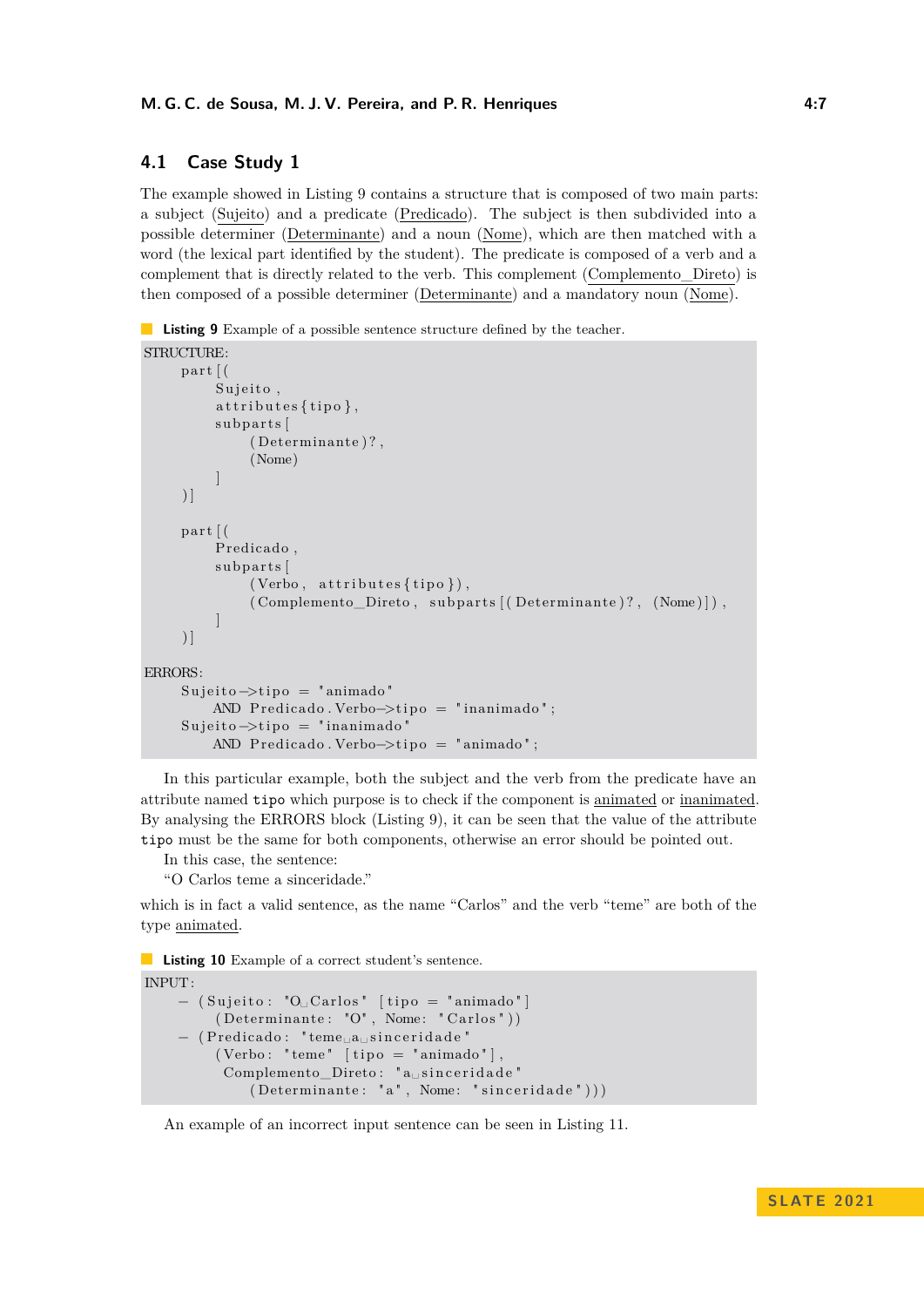## 4.1 Case Study 1

The example showed in Listing 9 contains a structure that is composed of two main parts: a subject (Sujeito) and a predicate (Predicado). The subject is then subdivided into a possible determiner (Determinante) and a noun (Nome), which are then matched with a word (the lexical part identified by the student). The predicate is composed of a verb and a complement that is directly related to the verb. This complement (Complemento_Direto) is then composed of a possible determiner (Determinante) and a mandatory noun (Nome).

**Listing 9** Example of a possible sentence structure defined by the teacher.

```
STRUCTURE:
    part[(
        Sujeito,
        attributes{tipo},
        subparts[
            (Determinante)?,
            (Nome)
        ]
    )]

    part[(
        Predicado,
        subparts[
            (Verbo, attributes{tipo}),
            (Complemento_Direto, subparts[(Determinante)?, (Nome)]),
        ]
    )]

ERRORS:
    Sujeito->tipo = "animado"
        AND Predicado.Verbo->tipo = "inanimado";
    Sujeito->tipo = "inanimado"
        AND Predicado.Verbo->tipo = "animado";
```

In this particular example, both the subject and the verb from the predicate have an attribute named `tipo` which purpose is to check if the component is animated or inanimated. By analysing the ERRORS block (Listing 9), it can be seen that the value of the attribute `tipo` must be the same for both components, otherwise an error should be pointed out.

In this case, the sentence:

"O Carlos teme a sinceridade."

which is in fact a valid sentence, as the name "Carlos" and the verb "teme" are both of the type animated.

**Listing 10** Example of a correct student's sentence.

```
INPUT:
    - (Sujeito: "O Carlos" [tipo = "animado"]
        (Determinante: "O", Nome: "Carlos"))
    - (Predicado: "teme a sinceridade"
        (Verbo: "teme" [tipo = "animado"],
         Complemento_Direto: "a sinceridade"
            (Determinante: "a", Nome: "sinceridade")))
```

An example of an incorrect input sentence can be seen in Listing 11.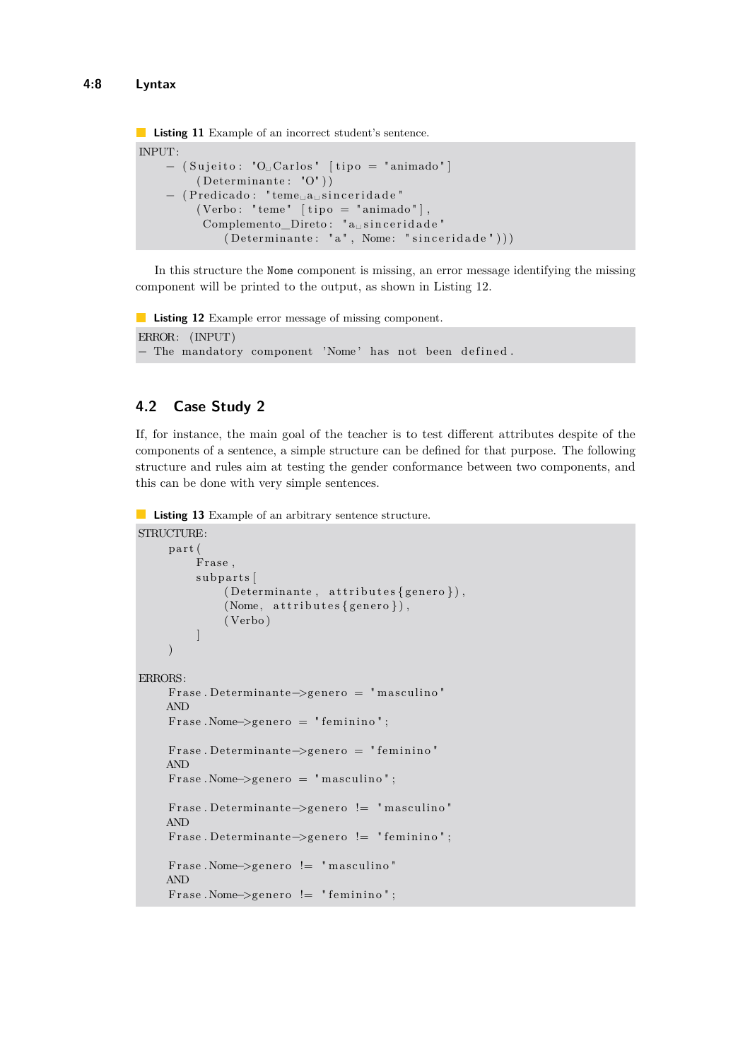**Listing 11** Example of an incorrect student's sentence.

```
INPUT:
    - (Sujeito: "O Carlos" [tipo = "animado"]
        (Determinante: "O"))
    - (Predicado: "teme a sinceridade"
        (Verbo: "teme" [tipo = "animado"],
         Complemento_Direto: "a sinceridade"
            (Determinante: "a", Nome: "sinceridade")))
```

In this structure the `Nome` component is missing, an error message identifying the missing component will be printed to the output, as shown in Listing 12.

**Listing 12** Example error message of missing component.

```
ERROR: (INPUT)
- The mandatory component 'Nome' has not been defined.
```

## 4.2 Case Study 2

If, for instance, the main goal of the teacher is to test different attributes despite of the components of a sentence, a simple structure can be defined for that purpose. The following structure and rules aim at testing the gender conformance between two components, and this can be done with very simple sentences.

**Listing 13** Example of an arbitrary sentence structure.

```
STRUCTURE:
    part(
        Frase,
        subparts[
            (Determinante, attributes{genero}),
            (Nome, attributes{genero}),
            (Verbo)
        ]
    )

ERRORS:
    Frase.Determinante->genero = "masculino"
    AND
    Frase.Nome->genero = "feminino";

    Frase.Determinante->genero = "feminino"
    AND
    Frase.Nome->genero = "masculino";

    Frase.Determinante->genero != "masculino"
    AND
    Frase.Determinante->genero != "feminino";

    Frase.Nome->genero != "masculino"
    AND
    Frase.Nome->genero != "feminino";
```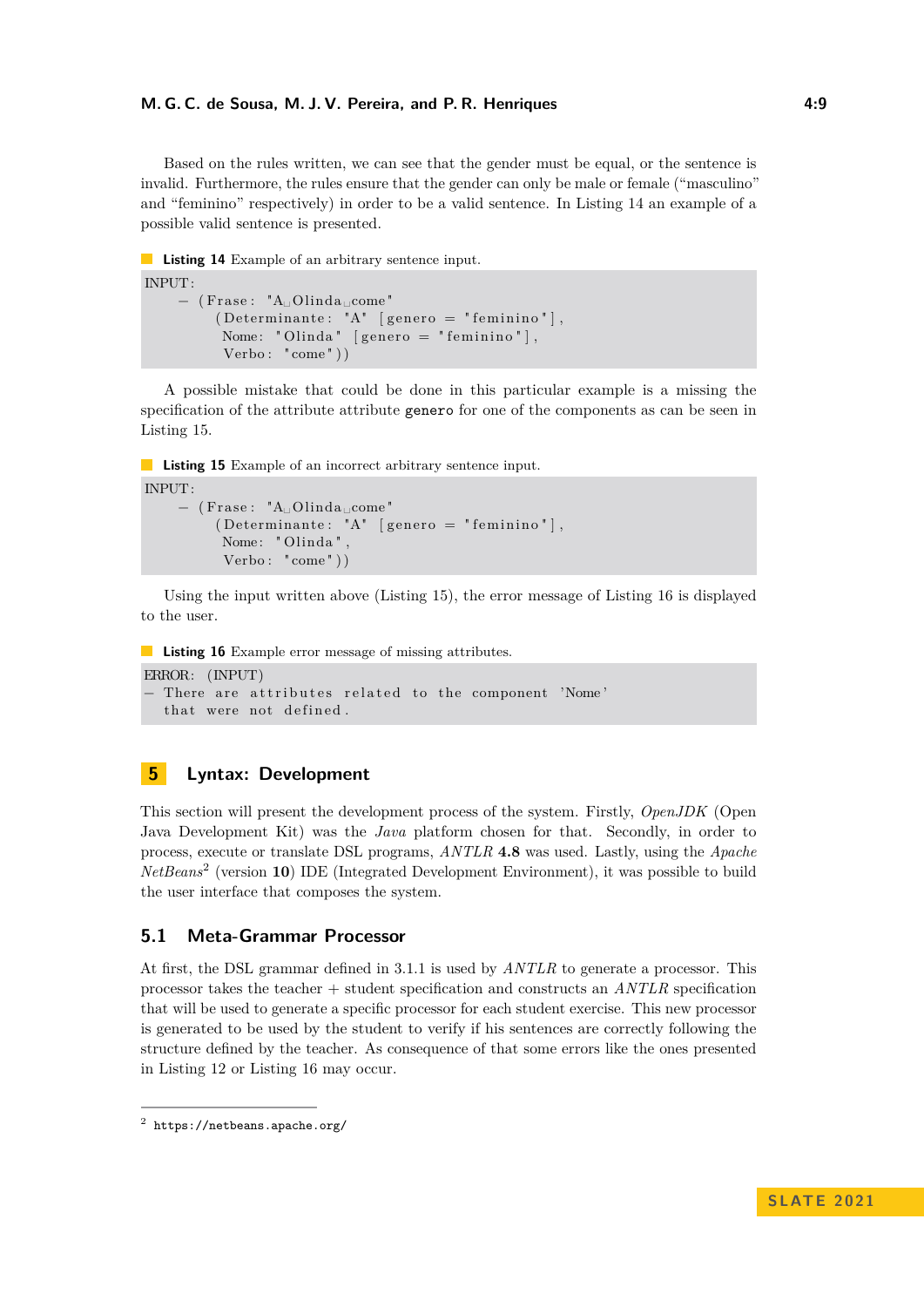Based on the rules written, we can see that the gender must be equal, or the sentence is invalid. Furthermore, the rules ensure that the gender can only be male or female (“masculino” and “feminino” respectively) in order to be a valid sentence. In Listing 14 an example of a possible valid sentence is presented.

**Listing 14** Example of an arbitrary sentence input.

```
INPUT:
  - (Frase: "A Olinda come"
      (Determinante: "A" [genero = "feminino"],
       Nome: "Olinda" [genero = "feminino"],
       Verbo: "come"))
```

A possible mistake that could be done in this particular example is a missing the specification of the attribute attribute `genero` for one of the components as can be seen in Listing 15.

**Listing 15** Example of an incorrect arbitrary sentence input.

```
INPUT:
  - (Frase: "A Olinda come"
      (Determinante: "A" [genero = "feminino"],
       Nome: "Olinda",
       Verbo: "come"))
```

Using the input written above (Listing 15), the error message of Listing 16 is displayed to the user.

**Listing 16** Example error message of missing attributes.

```
ERROR: (INPUT)
- There are attributes related to the component 'Nome'
  that were not defined.
```

## 5 Lyntax: Development

This section will present the development process of the system. Firstly, *OpenJDK* (Open Java Development Kit) was the *Java* platform chosen for that. Secondly, in order to process, execute or translate DSL programs, *ANTLR* **4.8** was used. Lastly, using the *Apache NetBeans*[2] (version **10**) IDE (Integrated Development Environment), it was possible to build the user interface that composes the system.

### 5.1 Meta-Grammar Processor

At first, the DSL grammar defined in 3.1.1 is used by *ANTLR* to generate a processor. This processor takes the teacher + student specification and constructs an *ANTLR* specification that will be used to generate a specific processor for each student exercise. This new processor is generated to be used by the student to verify if his sentences are correctly following the structure defined by the teacher. As consequence of that some errors like the ones presented in Listing 12 or Listing 16 may occur.

[2] https://netbeans.apache.org/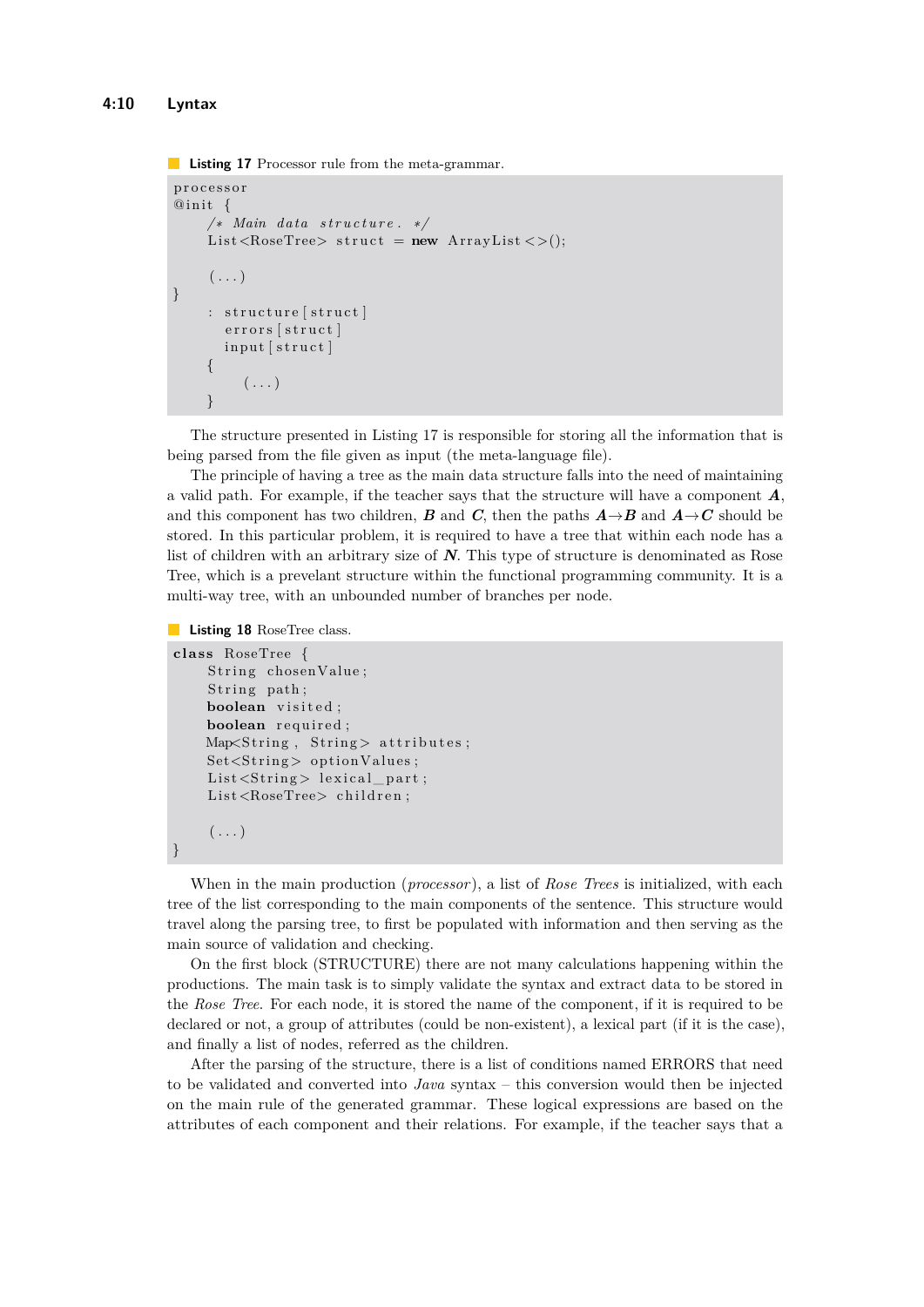**Listing 17** Processor rule from the meta-grammar.

```
processor
@init {
    /* Main data structure. */
    List<RoseTree> struct = new ArrayList<>();

    (...)
}
    : structure[struct]
      errors[struct]
      input[struct]
    {
        (...)
    }
```

The structure presented in Listing 17 is responsible for storing all the information that is being parsed from the file given as input (the meta-language file).

The principle of having a tree as the main data structure falls into the need of maintaining a valid path. For example, if the teacher says that the structure will have a component $\boldsymbol{A}$, and this component has two children, $\boldsymbol{B}$ and $\boldsymbol{C}$, then the paths $\boldsymbol{A} \rightarrow \boldsymbol{B}$ and $\boldsymbol{A} \rightarrow \boldsymbol{C}$ should be stored. In this particular problem, it is required to have a tree that within each node has a list of children with an arbitrary size of $\boldsymbol{N}$. This type of structure is denominated as Rose Tree, which is a prevelant structure within the functional programming community. It is a multi-way tree, with an unbounded number of branches per node.

**Listing 18** RoseTree class.

```
class RoseTree {
    String chosenValue;
    String path;
    boolean visited;
    boolean required;
    Map<String, String> attributes;
    Set<String> optionValues;
    List<String> lexical_part;
    List<RoseTree> children;

    (...)
}
```

When in the main production (*processor*), a list of *Rose Trees* is initialized, with each tree of the list corresponding to the main components of the sentence. This structure would travel along the parsing tree, to first be populated with information and then serving as the main source of validation and checking.

On the first block (STRUCTURE) there are not many calculations happening within the productions. The main task is to simply validate the syntax and extract data to be stored in the *Rose Tree*. For each node, it is stored the name of the component, if it is required to be declared or not, a group of attributes (could be non-existent), a lexical part (if it is the case), and finally a list of nodes, referred as the children.

After the parsing of the structure, there is a list of conditions named ERRORS that need to be validated and converted into *Java* syntax – this conversion would then be injected on the main rule of the generated grammar. These logical expressions are based on the attributes of each component and their relations. For example, if the teacher says that a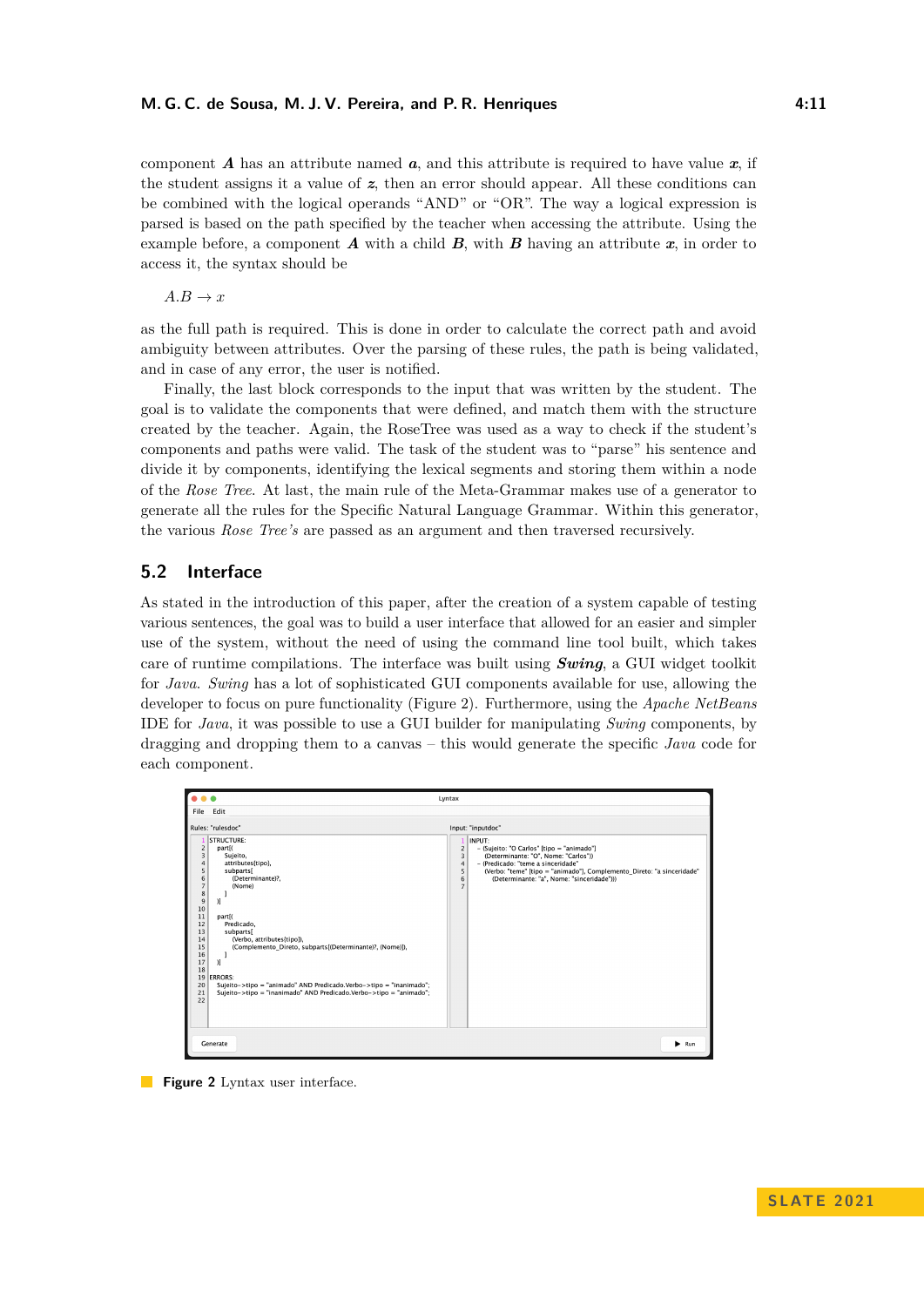component $\boldsymbol{A}$ has an attribute named $\boldsymbol{a}$, and this attribute is required to have value $\boldsymbol{x}$, if the student assigns it a value of $\boldsymbol{z}$, then an error should appear. All these conditions can be combined with the logical operands "AND" or "OR". The way a logical expression is parsed is based on the path specified by the teacher when accessing the attribute. Using the example before, a component $\boldsymbol{A}$ with a child $\boldsymbol{B}$, with $\boldsymbol{B}$ having an attribute $\boldsymbol{x}$, in order to access it, the syntax should be

$$A.B \rightarrow x$$

as the full path is required. This is done in order to calculate the correct path and avoid ambiguity between attributes. Over the parsing of these rules, the path is being validated, and in case of any error, the user is notified.

Finally, the last block corresponds to the input that was written by the student. The goal is to validate the components that were defined, and match them with the structure created by the teacher. Again, the RoseTree was used as a way to check if the student's components and paths were valid. The task of the student was to "parse" his sentence and divide it by components, identifying the lexical segments and storing them within a node of the *Rose Tree*. At last, the main rule of the Meta-Grammar makes use of a generator to generate all the rules for the Specific Natural Language Grammar. Within this generator, the various *Rose Tree's* are passed as an argument and then traversed recursively.

## 5.2 Interface

As stated in the introduction of this paper, after the creation of a system capable of testing various sentences, the goal was to build a user interface that allowed for an easier and simpler use of the system, without the need of using the command line tool built, which takes care of runtime compilations. The interface was built using ***Swing***, a GUI widget toolkit for *Java*. *Swing* has a lot of sophisticated GUI components available for use, allowing the developer to focus on pure functionality (Figure 2). Furthermore, using the *Apache NetBeans* IDE for *Java*, it was possible to use a GUI builder for manipulating *Swing* components, by dragging and dropping them to a canvas – this would generate the specific *Java* code for each component.

**Figure 2** Lyntax user interface.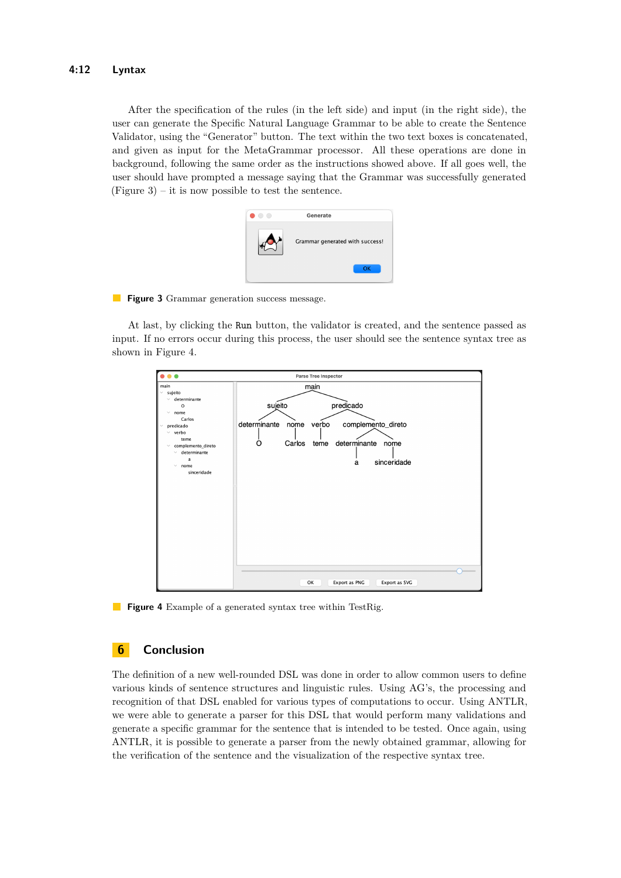After the specification of the rules (in the left side) and input (in the right side), the user can generate the Specific Natural Language Grammar to be able to create the Sentence Validator, using the "Generator" button. The text within the two text boxes is concatenated, and given as input for the MetaGrammar processor. All these operations are done in background, following the same order as the instructions showed above. If all goes well, the user should have prompted a message saying that the Grammar was successfully generated (Figure 3) – it is now possible to test the sentence.

**Figure 3** Grammar generation success message.

At last, by clicking the `Run` button, the validator is created, and the sentence passed as input. If no errors occur during this process, the user should see the sentence syntax tree as shown in Figure 4.

**Figure 4** Example of a generated syntax tree within TestRig.

## 6 Conclusion

The definition of a new well-rounded DSL was done in order to allow common users to define various kinds of sentence structures and linguistic rules. Using AG's, the processing and recognition of that DSL enabled for various types of computations to occur. Using ANTLR, we were able to generate a parser for this DSL that would perform many validations and generate a specific grammar for the sentence that is intended to be tested. Once again, using ANTLR, it is possible to generate a parser from the newly obtained grammar, allowing for the verification of the sentence and the visualization of the respective syntax tree.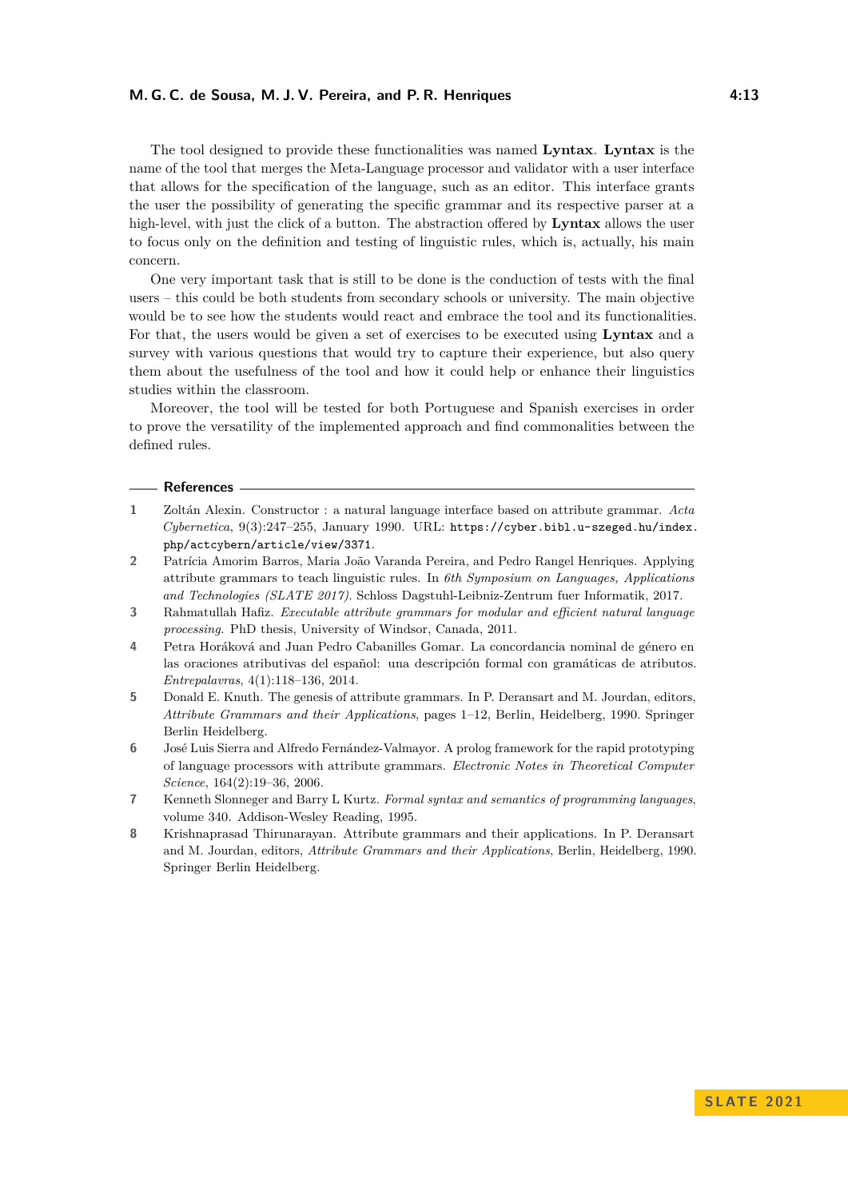The tool designed to provide these functionalities was named **Lyntax**. **Lyntax** is the name of the tool that merges the Meta-Language processor and validator with a user interface that allows for the specification of the language, such as an editor. This interface grants the user the possibility of generating the specific grammar and its respective parser at a high-level, with just the click of a button. The abstraction offered by **Lyntax** allows the user to focus only on the definition and testing of linguistic rules, which is, actually, his main concern.

One very important task that is still to be done is the conduction of tests with the final users – this could be both students from secondary schools or university. The main objective would be to see how the students would react and embrace the tool and its functionalities. For that, the users would be given a set of exercises to be executed using **Lyntax** and a survey with various questions that would try to capture their experience, but also query them about the usefulness of the tool and how it could help or enhance their linguistics studies within the classroom.

Moreover, the tool will be tested for both Portuguese and Spanish exercises in order to prove the versatility of the implemented approach and find commonalities between the defined rules.

## References

1. Zoltán Alexin. Constructor : a natural language interface based on attribute grammar. *Acta Cybernetica*, 9(3):247–255, January 1990. URL: https://cyber.bibl.u-szeged.hu/index.php/actcybern/article/view/3371.
2. Patrícia Amorim Barros, Maria João Varanda Pereira, and Pedro Rangel Henriques. Applying attribute grammars to teach linguistic rules. In *6th Symposium on Languages, Applications and Technologies (SLATE 2017)*. Schloss Dagstuhl-Leibniz-Zentrum fuer Informatik, 2017.
3. Rahmatullah Hafiz. *Executable attribute grammars for modular and efficient natural language processing*. PhD thesis, University of Windsor, Canada, 2011.
4. Petra Horáková and Juan Pedro Cabanilles Gomar. La concordancia nominal de género en las oraciones atributivas del español: una descripción formal con gramáticas de atributos. *Entrepalavras*, 4(1):118–136, 2014.
5. Donald E. Knuth. The genesis of attribute grammars. In P. Deransart and M. Jourdan, editors, *Attribute Grammars and their Applications*, pages 1–12, Berlin, Heidelberg, 1990. Springer Berlin Heidelberg.
6. José Luis Sierra and Alfredo Fernández-Valmayor. A prolog framework for the rapid prototyping of language processors with attribute grammars. *Electronic Notes in Theoretical Computer Science*, 164(2):19–36, 2006.
7. Kenneth Slonneger and Barry L Kurtz. *Formal syntax and semantics of programming languages*, volume 340. Addison-Wesley Reading, 1995.
8. Krishnaprasad Thirunarayan. Attribute grammars and their applications. In P. Deransart and M. Jourdan, editors, *Attribute Grammars and their Applications*, Berlin, Heidelberg, 1990. Springer Berlin Heidelberg.